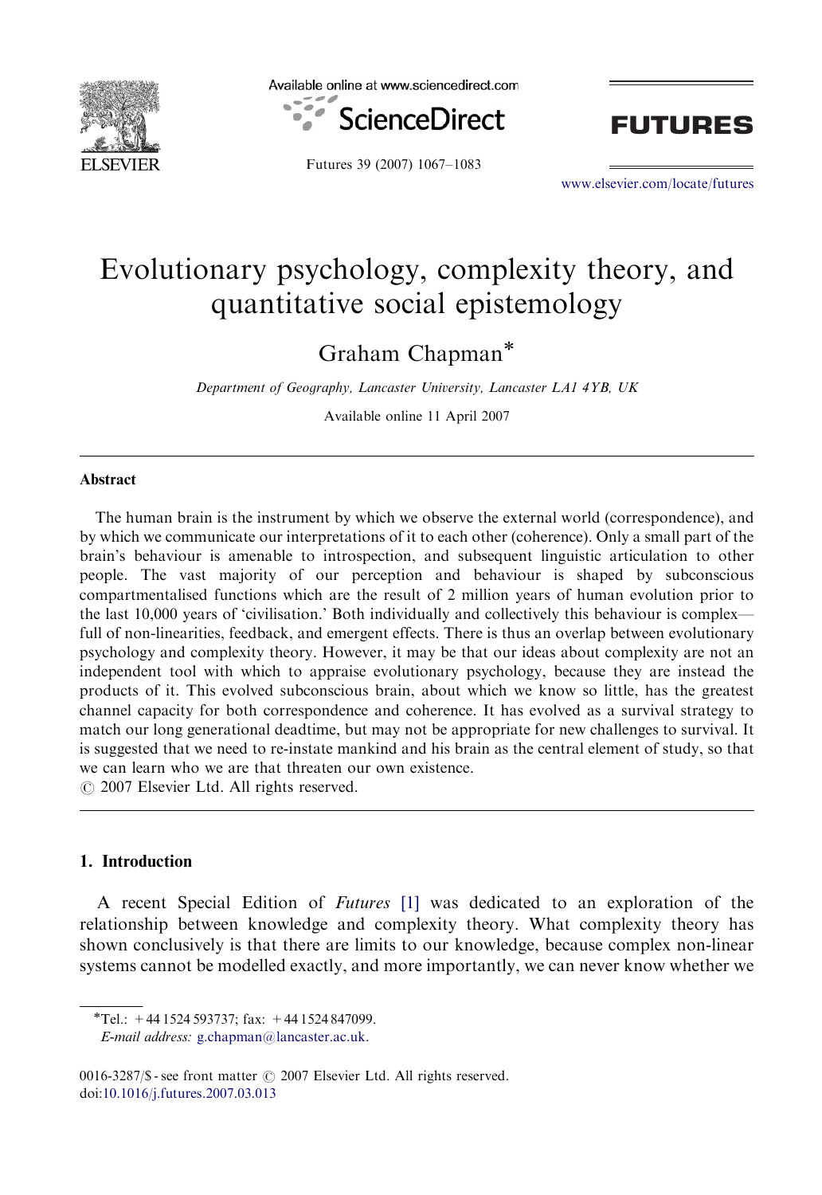# Evolutionary psychology, complexity theory, and quantitative social epistemology

Graham Chapman*

*Department of Geography, Lancaster University, Lancaster LA1 4YB, UK*

Available online 11 April 2007

## Abstract

The human brain is the instrument by which we observe the external world (correspondence), and by which we communicate our interpretations of it to each other (coherence). Only a small part of the brain's behaviour is amenable to introspection, and subsequent linguistic articulation to other people. The vast majority of our perception and behaviour is shaped by subconscious compartmentalised functions which are the result of 2 million years of human evolution prior to the last 10,000 years of 'civilisation.' Both individually and collectively this behaviour is complex—full of non-linearities, feedback, and emergent effects. There is thus an overlap between evolutionary psychology and complexity theory. However, it may be that our ideas about complexity are not an independent tool with which to appraise evolutionary psychology, because they are instead the products of it. This evolved subconscious brain, about which we know so little, has the greatest channel capacity for both correspondence and coherence. It has evolved as a survival strategy to match our long generational deadtime, but may not be appropriate for new challenges to survival. It is suggested that we need to re-instate mankind and his brain as the central element of study, so that we can learn who we are that threaten our own existence.

© 2007 Elsevier Ltd. All rights reserved.

## 1. Introduction

A recent Special Edition of *Futures* [1] was dedicated to an exploration of the relationship between knowledge and complexity theory. What complexity theory has shown conclusively is that there are limits to our knowledge, because complex non-linear systems cannot be modelled exactly, and more importantly, we can never know whether we

---

*Tel.: +44 1524 593737; fax: +44 1524 847099.
*E-mail address:* g.chapman@lancaster.ac.uk.

0016-3287/$ - see front matter © 2007 Elsevier Ltd. All rights reserved.
doi:10.1016/j.futures.2007.03.013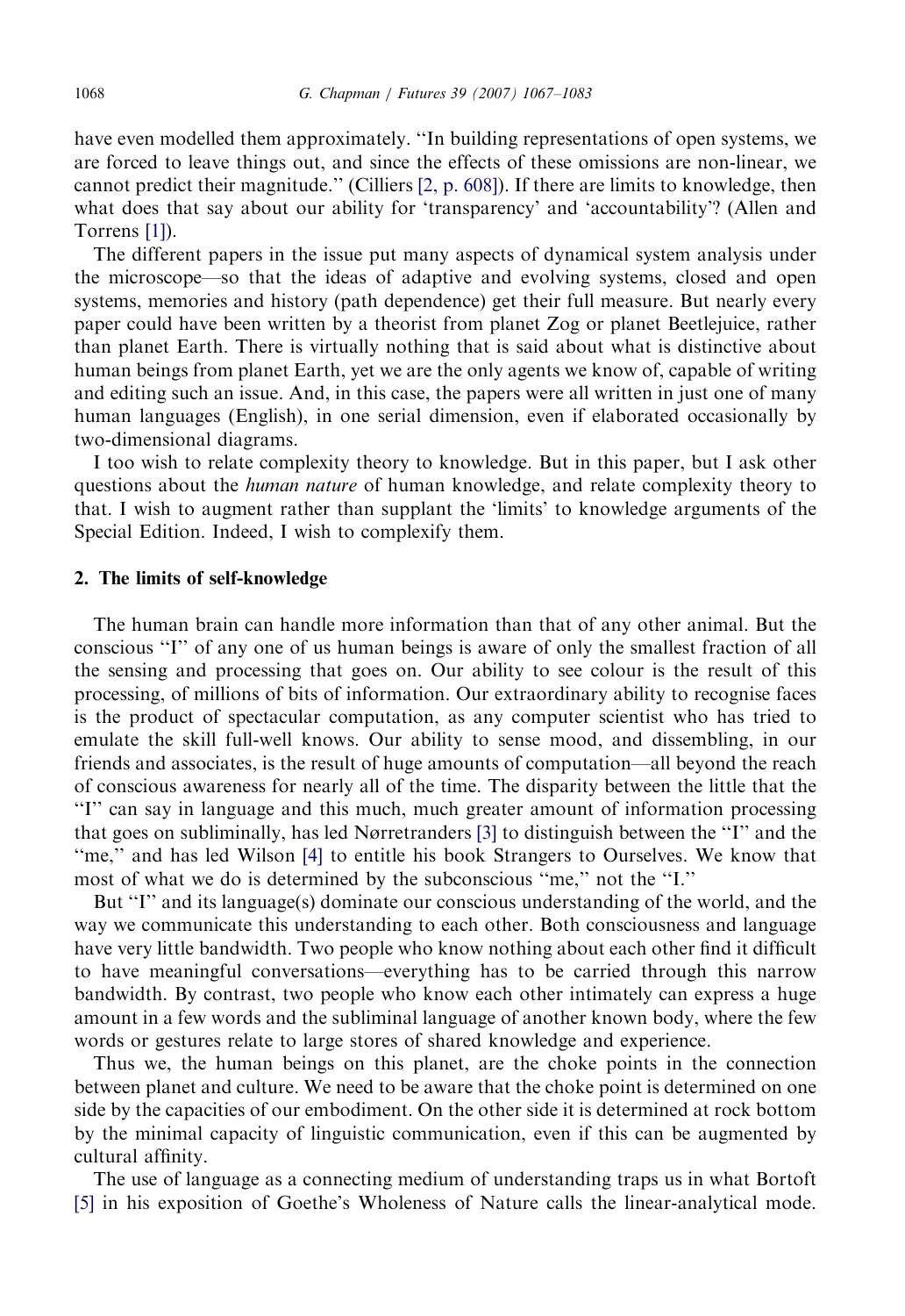have even modelled them approximately. ''In building representations of open systems, we are forced to leave things out, and since the effects of these omissions are non-linear, we cannot predict their magnitude.'' (Cilliers [2, p. 608]). If there are limits to knowledge, then what does that say about our ability for 'transparency' and 'accountability'? (Allen and Torrens [1]).

The different papers in the issue put many aspects of dynamical system analysis under the microscope—so that the ideas of adaptive and evolving systems, closed and open systems, memories and history (path dependence) get their full measure. But nearly every paper could have been written by a theorist from planet Zog or planet Beetlejuice, rather than planet Earth. There is virtually nothing that is said about what is distinctive about human beings from planet Earth, yet we are the only agents we know of, capable of writing and editing such an issue. And, in this case, the papers were all written in just one of many human languages (English), in one serial dimension, even if elaborated occasionally by two-dimensional diagrams.

I too wish to relate complexity theory to knowledge. But in this paper, but I ask other questions about the *human nature* of human knowledge, and relate complexity theory to that. I wish to augment rather than supplant the 'limits' to knowledge arguments of the Special Edition. Indeed, I wish to complexify them.

## 2. The limits of self-knowledge

The human brain can handle more information than that of any other animal. But the conscious ''I'' of any one of us human beings is aware of only the smallest fraction of all the sensing and processing that goes on. Our ability to see colour is the result of this processing, of millions of bits of information. Our extraordinary ability to recognise faces is the product of spectacular computation, as any computer scientist who has tried to emulate the skill full-well knows. Our ability to sense mood, and dissembling, in our friends and associates, is the result of huge amounts of computation—all beyond the reach of conscious awareness for nearly all of the time. The disparity between the little that the ''I'' can say in language and this much, much greater amount of information processing that goes on subliminally, has led Nørretranders [3] to distinguish between the ''I'' and the ''me,'' and has led Wilson [4] to entitle his book Strangers to Ourselves. We know that most of what we do is determined by the subconscious ''me,'' not the ''I.''

But ''I'' and its language(s) dominate our conscious understanding of the world, and the way we communicate this understanding to each other. Both consciousness and language have very little bandwidth. Two people who know nothing about each other find it difficult to have meaningful conversations—everything has to be carried through this narrow bandwidth. By contrast, two people who know each other intimately can express a huge amount in a few words and the subliminal language of another known body, where the few words or gestures relate to large stores of shared knowledge and experience.

Thus we, the human beings on this planet, are the choke points in the connection between planet and culture. We need to be aware that the choke point is determined on one side by the capacities of our embodiment. On the other side it is determined at rock bottom by the minimal capacity of linguistic communication, even if this can be augmented by cultural affinity.

The use of language as a connecting medium of understanding traps us in what Bortoft [5] in his exposition of Goethe's Wholeness of Nature calls the linear-analytical mode.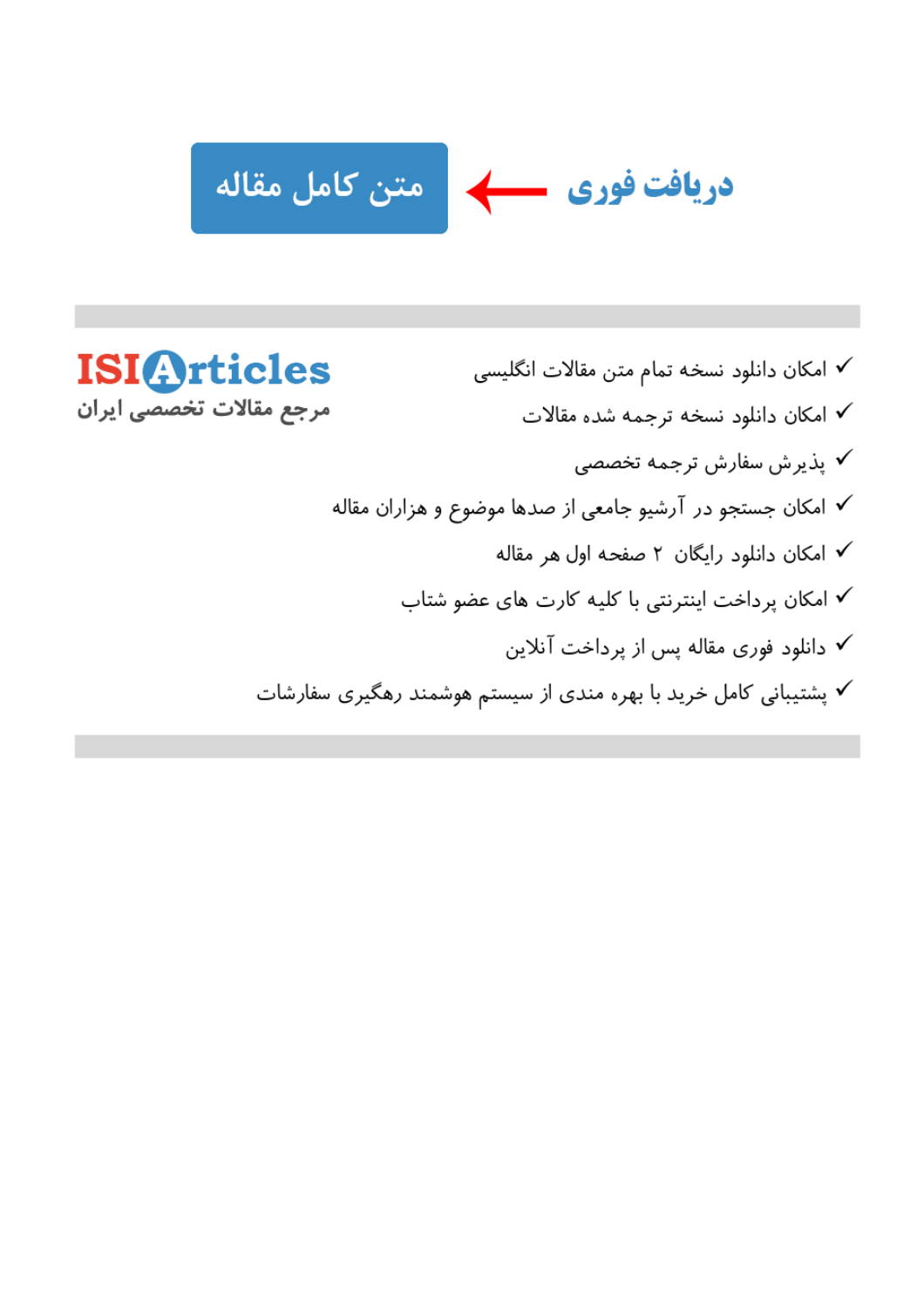دریافت فوری ← **متن کامل مقاله**

---

**ISIArticles**
مرجع مقالات تخصصی ایران

- ✓ امکان دانلود نسخه تمام متن مقالات انگلیسی
- ✓ امکان دانلود نسخه ترجمه شده مقالات
- ✓ پذیرش سفارش ترجمه تخصصی
- ✓ امکان جستجو در آرشیو جامعی از صدها موضوع و هزاران مقاله
- ✓ امکان دانلود رایگان ۲ صفحه اول هر مقاله
- ✓ امکان پرداخت اینترنتی با کلیه کارت های عضو شتاب
- ✓ دانلود فوری مقاله پس از پرداخت آنلاین
- ✓ پشتیبانی کامل خرید با بهره مندی از سیستم هوشمند رهگیری سفارشات

---